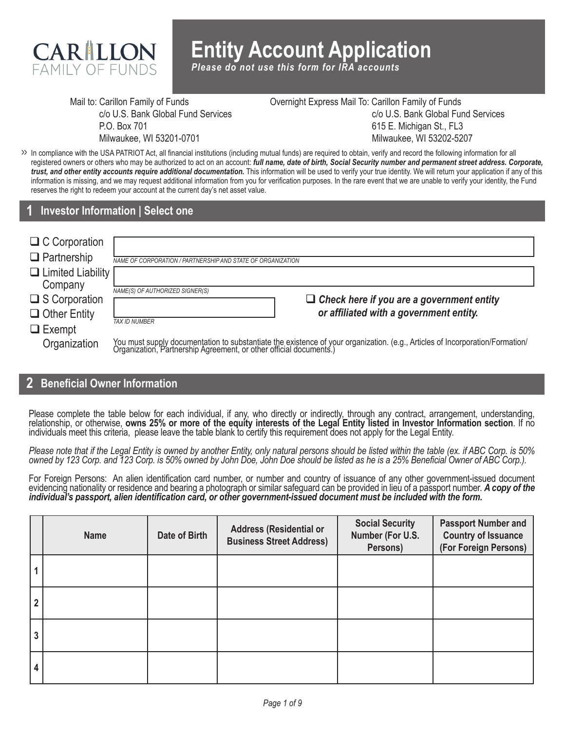CARILLON FAMILY OF FUNDS

# Entity Account Application

***Please do not use this form for IRA accounts***

Mail to: Carillon Family of Funds
c/o U.S. Bank Global Fund Services
P.O. Box 701
Milwaukee, WI 53201-0701

Overnight Express Mail To: Carillon Family of Funds
c/o U.S. Bank Global Fund Services
615 E. Michigan St., FL3
Milwaukee, WI 53202-5207

» In compliance with the USA PATRIOT Act, all financial institutions (including mutual funds) are required to obtain, verify and record the following information for all registered owners or others who may be authorized to act on an account: ***full name, date of birth, Social Security number and permanent street address. Corporate, trust, and other entity accounts require additional documentation.*** This information will be used to verify your true identity. We will return your application if any of this information is missing, and we may request additional information from you for verification purposes. In the rare event that we are unable to verify your identity, the Fund reserves the right to redeem your account at the current day's net asset value.

## 1 Investor Information | Select one

- ☐ C Corporation
- ☐ Partnership
- ☐ Limited Liability Company
- ☐ S Corporation
- ☐ Other Entity
- ☐ Exempt Organization

NAME OF CORPORATION / PARTNERSHIP AND STATE OF ORGANIZATION: ______________________

NAME(S) OF AUTHORIZED SIGNER(S): ______________________

TAX ID NUMBER: ______________________

☐ ***Check here if you are a government entity or affiliated with a government entity.***

You must supply documentation to substantiate the existence of your organization. (e.g., Articles of Incorporation/Formation/Organization, Partnership Agreement, or other official documents.)

## 2 Beneficial Owner Information

Please complete the table below for each individual, if any, who directly or indirectly, through any contract, arrangement, understanding, relationship, or otherwise, **owns 25% or more of the equity interests of the Legal Entity listed in Investor Information section**. If no individuals meet this criteria, please leave the table blank to certify this requirement does not apply for the Legal Entity.

*Please note that if the Legal Entity is owned by another Entity, only natural persons should be listed within the table (ex. if ABC Corp. is 50% owned by 123 Corp. and 123 Corp. is 50% owned by John Doe, John Doe should be listed as he is a 25% Beneficial Owner of ABC Corp.).*

For Foreign Persons: An alien identification card number, or number and country of issuance of any other government-issued document evidencing nationality or residence and bearing a photograph or similar safeguard can be provided in lieu of a passport number. ***A copy of the individual's passport, alien identification card, or other government-issued document must be included with the form.***

| | Name | Date of Birth | Address (Residential or Business Street Address) | Social Security Number (For U.S. Persons) | Passport Number and Country of Issuance (For Foreign Persons) |
|---|---|---|---|---|---|
| 1 | | | | | |
| 2 | | | | | |
| 3 | | | | | |
| 4 | | | | | |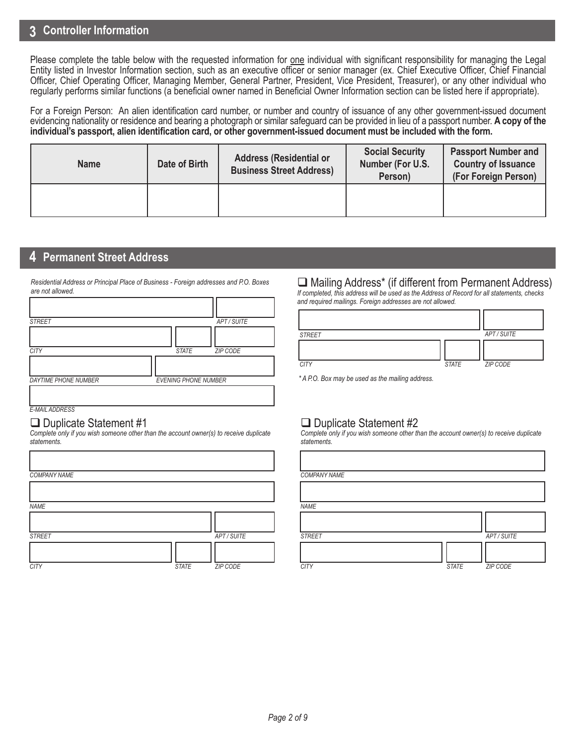## 3 Controller Information

Please complete the table below with the requested information for one individual with significant responsibility for managing the Legal Entity listed in Investor Information section, such as an executive officer or senior manager (ex. Chief Executive Officer, Chief Financial Officer, Chief Operating Officer, Managing Member, General Partner, President, Vice President, Treasurer), or any other individual who regularly performs similar functions (a beneficial owner named in Beneficial Owner Information section can be listed here if appropriate).

For a Foreign Person: An alien identification card number, or number and country of issuance of any other government-issued document evidencing nationality or residence and bearing a photograph or similar safeguard can be provided in lieu of a passport number. **A copy of the individual's passport, alien identification card, or other government-issued document must be included with the form.**

| Name | Date of Birth | Address (Residential or Business Street Address) | Social Security Number (For U.S. Person) | Passport Number and Country of Issuance (For Foreign Person) |
|---|---|---|---|---|
| | | | | |

## 4 Permanent Street Address

*Residential Address or Principal Place of Business - Foreign addresses and P.O. Boxes are not allowed.*

STREET | APT / SUITE

CITY | STATE | ZIP CODE

DAYTIME PHONE NUMBER | EVENING PHONE NUMBER

E-MAIL ADDRESS

☐ Mailing Address* (if different from Permanent Address)

*If completed, this address will be used as the Address of Record for all statements, checks and required mailings. Foreign addresses are not allowed.*

STREET | APT / SUITE

CITY | STATE | ZIP CODE

*\* A P.O. Box may be used as the mailing address.*

☐ Duplicate Statement #1

*Complete only if you wish someone other than the account owner(s) to receive duplicate statements.*

COMPANY NAME

NAME

STREET | APT / SUITE

CITY | STATE | ZIP CODE

☐ Duplicate Statement #2

*Complete only if you wish someone other than the account owner(s) to receive duplicate statements.*

COMPANY NAME

NAME

STREET | APT / SUITE

CITY | STATE | ZIP CODE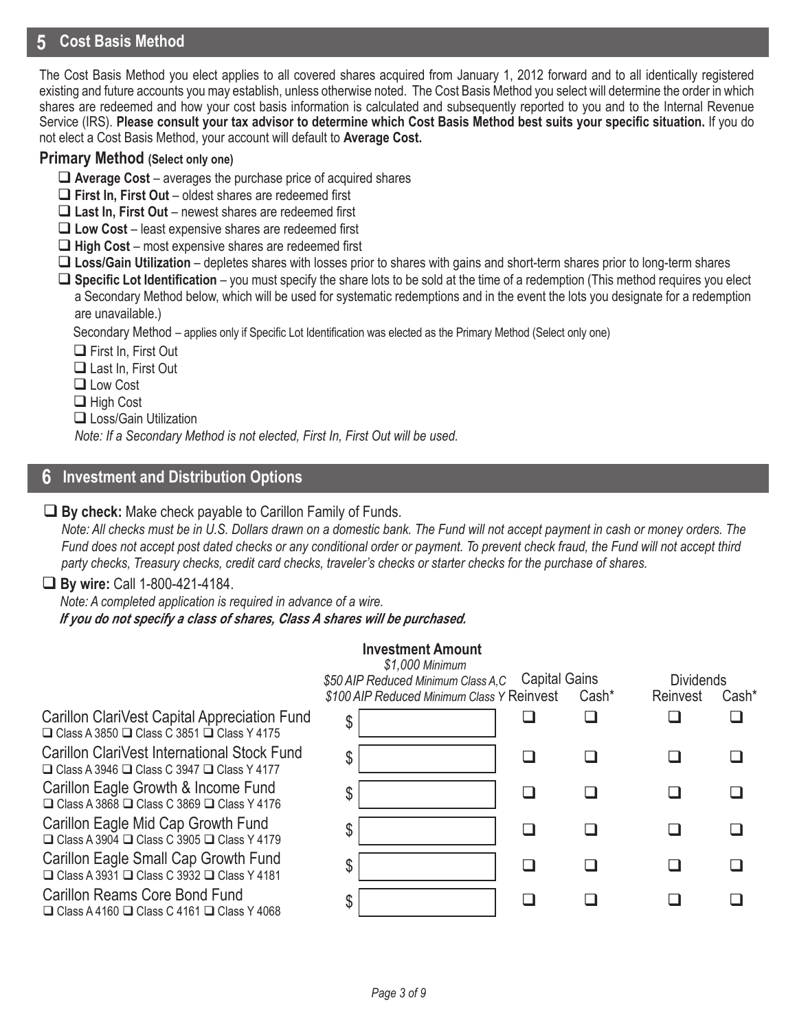## 5 Cost Basis Method

The Cost Basis Method you elect applies to all covered shares acquired from January 1, 2012 forward and to all identically registered existing and future accounts you may establish, unless otherwise noted. The Cost Basis Method you select will determine the order in which shares are redeemed and how your cost basis information is calculated and subsequently reported to you and to the Internal Revenue Service (IRS). **Please consult your tax advisor to determine which Cost Basis Method best suits your specific situation.** If you do not elect a Cost Basis Method, your account will default to **Average Cost.**

### Primary Method (Select only one)

- ❑ **Average Cost** – averages the purchase price of acquired shares
- ❑ **First In, First Out** – oldest shares are redeemed first
- ❑ **Last In, First Out** – newest shares are redeemed first
- ❑ **Low Cost** – least expensive shares are redeemed first
- ❑ **High Cost** – most expensive shares are redeemed first
- ❑ **Loss/Gain Utilization** – depletes shares with losses prior to shares with gains and short-term shares prior to long-term shares
- ❑ **Specific Lot Identification** – you must specify the share lots to be sold at the time of a redemption (This method requires you elect a Secondary Method below, which will be used for systematic redemptions and in the event the lots you designate for a redemption are unavailable.)

Secondary Method – applies only if Specific Lot Identification was elected as the Primary Method (Select only one)

- ❑ First In, First Out
- ❑ Last In, First Out
- ❑ Low Cost
- ❑ High Cost
- ❑ Loss/Gain Utilization

*Note: If a Secondary Method is not elected, First In, First Out will be used.*

## 6 Investment and Distribution Options

❑ **By check:** Make check payable to Carillon Family of Funds.

*Note: All checks must be in U.S. Dollars drawn on a domestic bank. The Fund will not accept payment in cash or money orders. The Fund does not accept post dated checks or any conditional order or payment. To prevent check fraud, the Fund will not accept third party checks, Treasury checks, credit card checks, traveler's checks or starter checks for the purchase of shares.*

❑ **By wire:** Call 1-800-421-4184.

*Note: A completed application is required in advance of a wire.*

***If you do not specify a class of shares, Class A shares will be purchased.***

| | Investment Amount<br>*$1,000 Minimum*<br>*$50 AIP Reduced Minimum Class A,C*<br>*$100 AIP Reduced Minimum Class Y* | Capital Gains | | Dividends | |
|---|---|---|---|---|---|
| | | Reinvest | Cash* | Reinvest | Cash* |
| Carillon ClariVest Capital Appreciation Fund<br>❑ Class A 3850 ❑ Class C 3851 ❑ Class Y 4175 | $ | ❑ | ❑ | ❑ | ❑ |
| Carillon ClariVest International Stock Fund<br>❑ Class A 3946 ❑ Class C 3947 ❑ Class Y 4177 | $ | ❑ | ❑ | ❑ | ❑ |
| Carillon Eagle Growth & Income Fund<br>❑ Class A 3868 ❑ Class C 3869 ❑ Class Y 4176 | $ | ❑ | ❑ | ❑ | ❑ |
| Carillon Eagle Mid Cap Growth Fund<br>❑ Class A 3904 ❑ Class C 3905 ❑ Class Y 4179 | $ | ❑ | ❑ | ❑ | ❑ |
| Carillon Eagle Small Cap Growth Fund<br>❑ Class A 3931 ❑ Class C 3932 ❑ Class Y 4181 | $ | ❑ | ❑ | ❑ | ❑ |
| Carillon Reams Core Bond Fund<br>❑ Class A 4160 ❑ Class C 4161 ❑ Class Y 4068 | $ | ❑ | ❑ | ❑ | ❑ |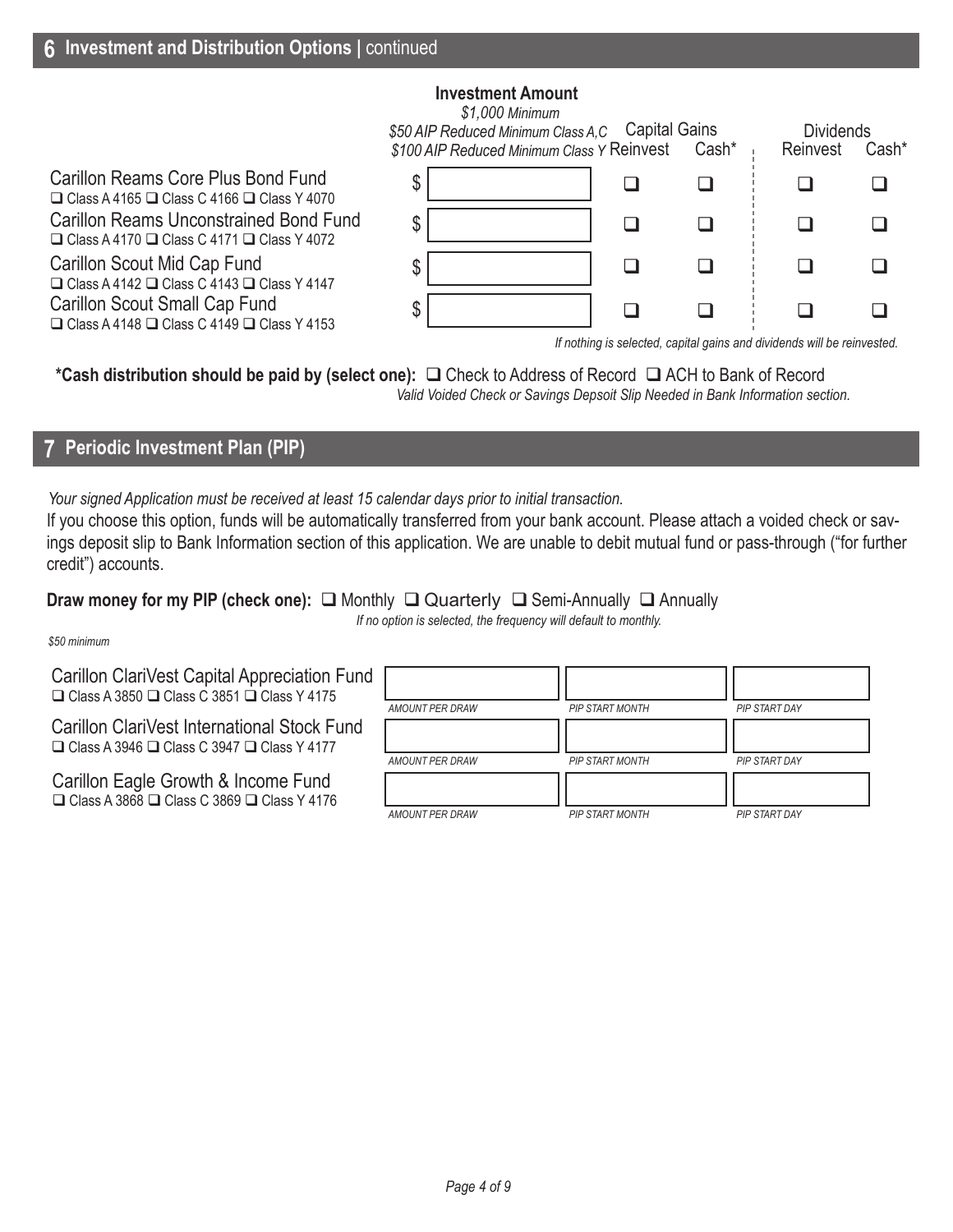## 6 Investment and Distribution Options | continued

| | **Investment Amount** *$1,000 Minimum* *$50 AIP Reduced Minimum Class A,C* *$100 AIP Reduced Minimum Class Y* | Capital Gains Reinvest | Capital Gains Cash* | Dividends Reinvest | Dividends Cash* |
|---|---|---|---|---|---|
| Carillon Reams Core Plus Bond Fund ❑ Class A 4165 ❑ Class C 4166 ❑ Class Y 4070 | $ | ❑ | ❑ | ❑ | ❑ |
| Carillon Reams Unconstrained Bond Fund ❑ Class A 4170 ❑ Class C 4171 ❑ Class Y 4072 | $ | ❑ | ❑ | ❑ | ❑ |
| Carillon Scout Mid Cap Fund ❑ Class A 4142 ❑ Class C 4143 ❑ Class Y 4147 | $ | ❑ | ❑ | ❑ | ❑ |
| Carillon Scout Small Cap Fund ❑ Class A 4148 ❑ Class C 4149 ❑ Class Y 4153 | $ | ❑ | ❑ | ❑ | ❑ |

*If nothing is selected, capital gains and dividends will be reinvested.*

**\*Cash distribution should be paid by (select one):** ❑ Check to Address of Record ❑ ACH to Bank of Record
*Valid Voided Check or Savings Depsoit Slip Needed in Bank Information section.*

## 7 Periodic Investment Plan (PIP)

*Your signed Application must be received at least 15 calendar days prior to initial transaction.*

If you choose this option, funds will be automatically transferred from your bank account. Please attach a voided check or savings deposit slip to Bank Information section of this application. We are unable to debit mutual fund or pass-through ("for further credit") accounts.

**Draw money for my PIP (check one):** ❑ Monthly ❑ Quarterly ❑ Semi-Annually ❑ Annually
*If no option is selected, the frequency will default to monthly.*

*$50 minimum*

| | AMOUNT PER DRAW | PIP START MONTH | PIP START DAY |
|---|---|---|---|
| Carillon ClariVest Capital Appreciation Fund ❑ Class A 3850 ❑ Class C 3851 ❑ Class Y 4175 | | | |
| Carillon ClariVest International Stock Fund ❑ Class A 3946 ❑ Class C 3947 ❑ Class Y 4177 | | | |
| Carillon Eagle Growth & Income Fund ❑ Class A 3868 ❑ Class C 3869 ❑ Class Y 4176 | | | |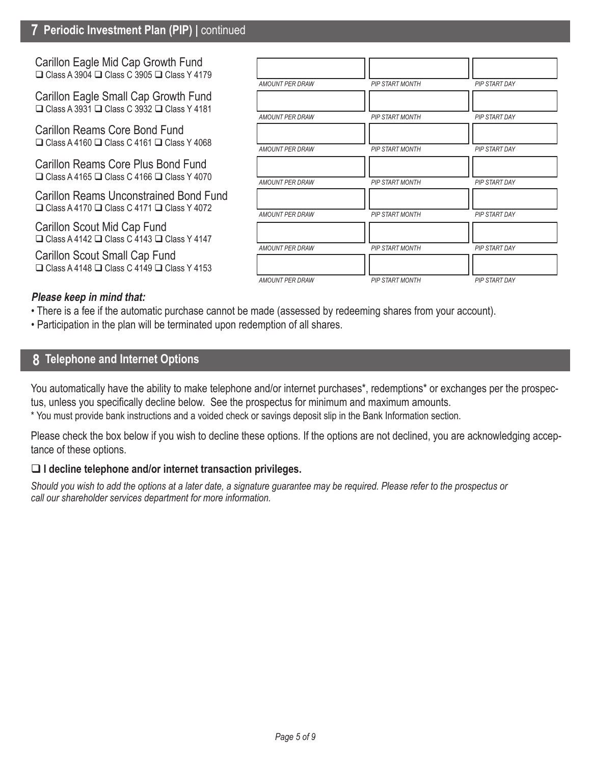## 7 Periodic Investment Plan (PIP) | continued

| Fund | AMOUNT PER DRAW | PIP START MONTH | PIP START DAY |
|---|---|---|---|
| Carillon Eagle Mid Cap Growth Fund<br>❑ Class A 3904 ❑ Class C 3905 ❑ Class Y 4179 | | | |
| Carillon Eagle Small Cap Growth Fund<br>❑ Class A 3931 ❑ Class C 3932 ❑ Class Y 4181 | | | |
| Carillon Reams Core Bond Fund<br>❑ Class A 4160 ❑ Class C 4161 ❑ Class Y 4068 | | | |
| Carillon Reams Core Plus Bond Fund<br>❑ Class A 4165 ❑ Class C 4166 ❑ Class Y 4070 | | | |
| Carillon Reams Unconstrained Bond Fund<br>❑ Class A 4170 ❑ Class C 4171 ❑ Class Y 4072 | | | |
| Carillon Scout Mid Cap Fund<br>❑ Class A 4142 ❑ Class C 4143 ❑ Class Y 4147 | | | |
| Carillon Scout Small Cap Fund<br>❑ Class A 4148 ❑ Class C 4149 ❑ Class Y 4153 | | | |

***Please keep in mind that:***

- There is a fee if the automatic purchase cannot be made (assessed by redeeming shares from your account).
- Participation in the plan will be terminated upon redemption of all shares.

## 8 Telephone and Internet Options

You automatically have the ability to make telephone and/or internet purchases*, redemptions* or exchanges per the prospectus, unless you specifically decline below. See the prospectus for minimum and maximum amounts.

* You must provide bank instructions and a voided check or savings deposit slip in the Bank Information section.

Please check the box below if you wish to decline these options. If the options are not declined, you are acknowledging acceptance of these options.

❑ **I decline telephone and/or internet transaction privileges.**

*Should you wish to add the options at a later date, a signature guarantee may be required. Please refer to the prospectus or call our shareholder services department for more information.*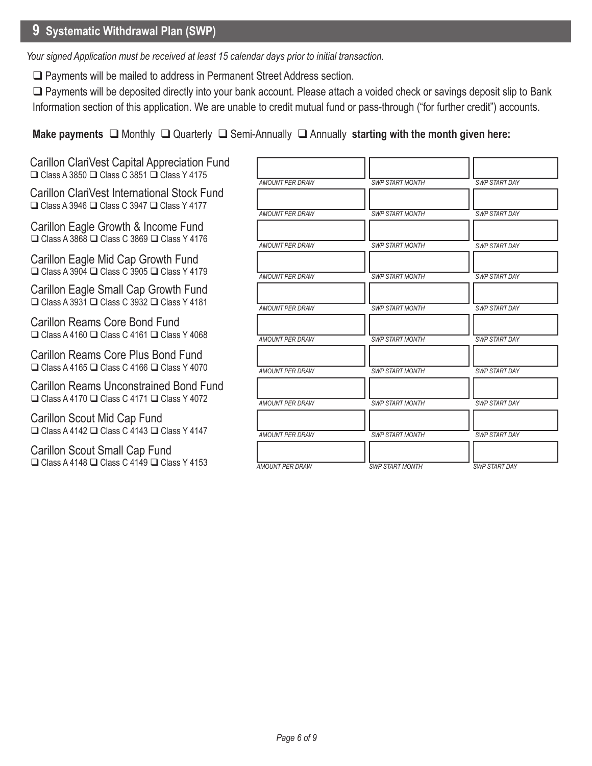## 9 Systematic Withdrawal Plan (SWP)

*Your signed Application must be received at least 15 calendar days prior to initial transaction.*

❑ Payments will be mailed to address in Permanent Street Address section.

❑ Payments will be deposited directly into your bank account. Please attach a voided check or savings deposit slip to Bank Information section of this application. We are unable to credit mutual fund or pass-through ("for further credit") accounts.

**Make payments** ❑ Monthly ❑ Quarterly ❑ Semi-Annually ❑ Annually **starting with the month given here:**

| Fund | AMOUNT PER DRAW | SWP START MONTH | SWP START DAY |
| --- | --- | --- | --- |
| Carillon ClariVest Capital Appreciation Fund<br>❑ Class A 3850 ❑ Class C 3851 ❑ Class Y 4175 | | | |
| Carillon ClariVest International Stock Fund<br>❑ Class A 3946 ❑ Class C 3947 ❑ Class Y 4177 | | | |
| Carillon Eagle Growth & Income Fund<br>❑ Class A 3868 ❑ Class C 3869 ❑ Class Y 4176 | | | |
| Carillon Eagle Mid Cap Growth Fund<br>❑ Class A 3904 ❑ Class C 3905 ❑ Class Y 4179 | | | |
| Carillon Eagle Small Cap Growth Fund<br>❑ Class A 3931 ❑ Class C 3932 ❑ Class Y 4181 | | | |
| Carillon Reams Core Bond Fund<br>❑ Class A 4160 ❑ Class C 4161 ❑ Class Y 4068 | | | |
| Carillon Reams Core Plus Bond Fund<br>❑ Class A 4165 ❑ Class C 4166 ❑ Class Y 4070 | | | |
| Carillon Reams Unconstrained Bond Fund<br>❑ Class A 4170 ❑ Class C 4171 ❑ Class Y 4072 | | | |
| Carillon Scout Mid Cap Fund<br>❑ Class A 4142 ❑ Class C 4143 ❑ Class Y 4147 | | | |
| Carillon Scout Small Cap Fund<br>❑ Class A 4148 ❑ Class C 4149 ❑ Class Y 4153 | | | |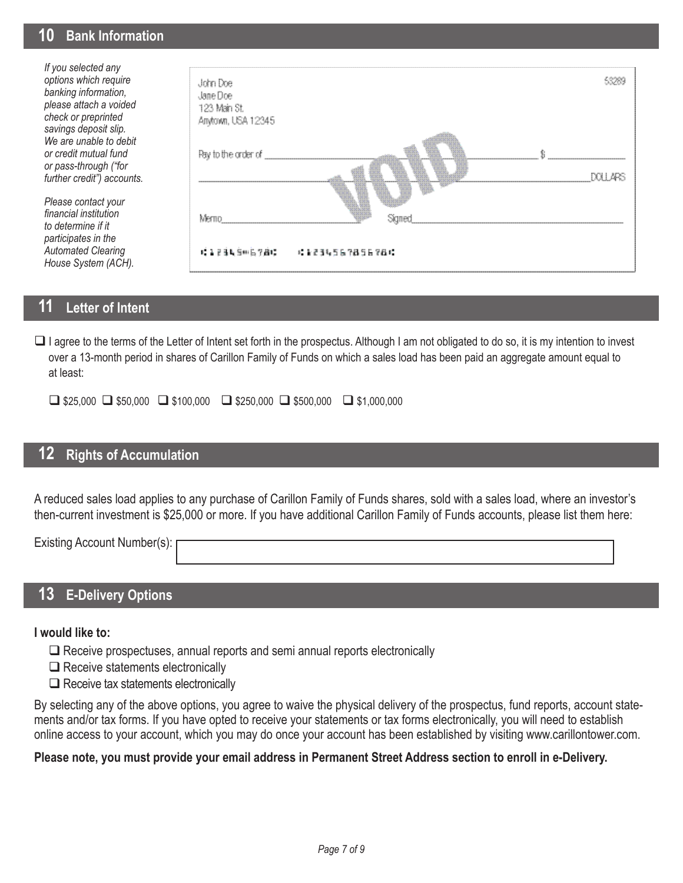## 10 Bank Information

*If you selected any options which require banking information, please attach a voided check or preprinted savings deposit slip. We are unable to debit or credit mutual fund or pass-through ("for further credit") accounts.*

*Please contact your financial institution to determine if it participates in the Automated Clearing House System (ACH).*

John Doe
Jane Doe
123 Main St.
Anytown, USA 12345

53289

Pay to the order of ______________________________ $ __________

______________________________________________ DOLLARS

VOID

Memo______________________ Signed______________________

⑆12345⑈678⑆ ⑆12345678 5678⑆

## 11 Letter of Intent

☐ I agree to the terms of the Letter of Intent set forth in the prospectus. Although I am not obligated to do so, it is my intention to invest over a 13-month period in shares of Carillon Family of Funds on which a sales load has been paid an aggregate amount equal to at least:

☐ $25,000 ☐ $50,000 ☐ $100,000 ☐ $250,000 ☐ $500,000 ☐ $1,000,000

## 12 Rights of Accumulation

A reduced sales load applies to any purchase of Carillon Family of Funds shares, sold with a sales load, where an investor's then-current investment is $25,000 or more. If you have additional Carillon Family of Funds accounts, please list them here:

Existing Account Number(s): ______________________________

## 13 E-Delivery Options

**I would like to:**

- ☐ Receive prospectuses, annual reports and semi annual reports electronically
- ☐ Receive statements electronically
- ☐ Receive tax statements electronically

By selecting any of the above options, you agree to waive the physical delivery of the prospectus, fund reports, account statements and/or tax forms. If you have opted to receive your statements or tax forms electronically, you will need to establish online access to your account, which you may do once your account has been established by visiting www.carillontower.com.

**Please note, you must provide your email address in Permanent Street Address section to enroll in e-Delivery.**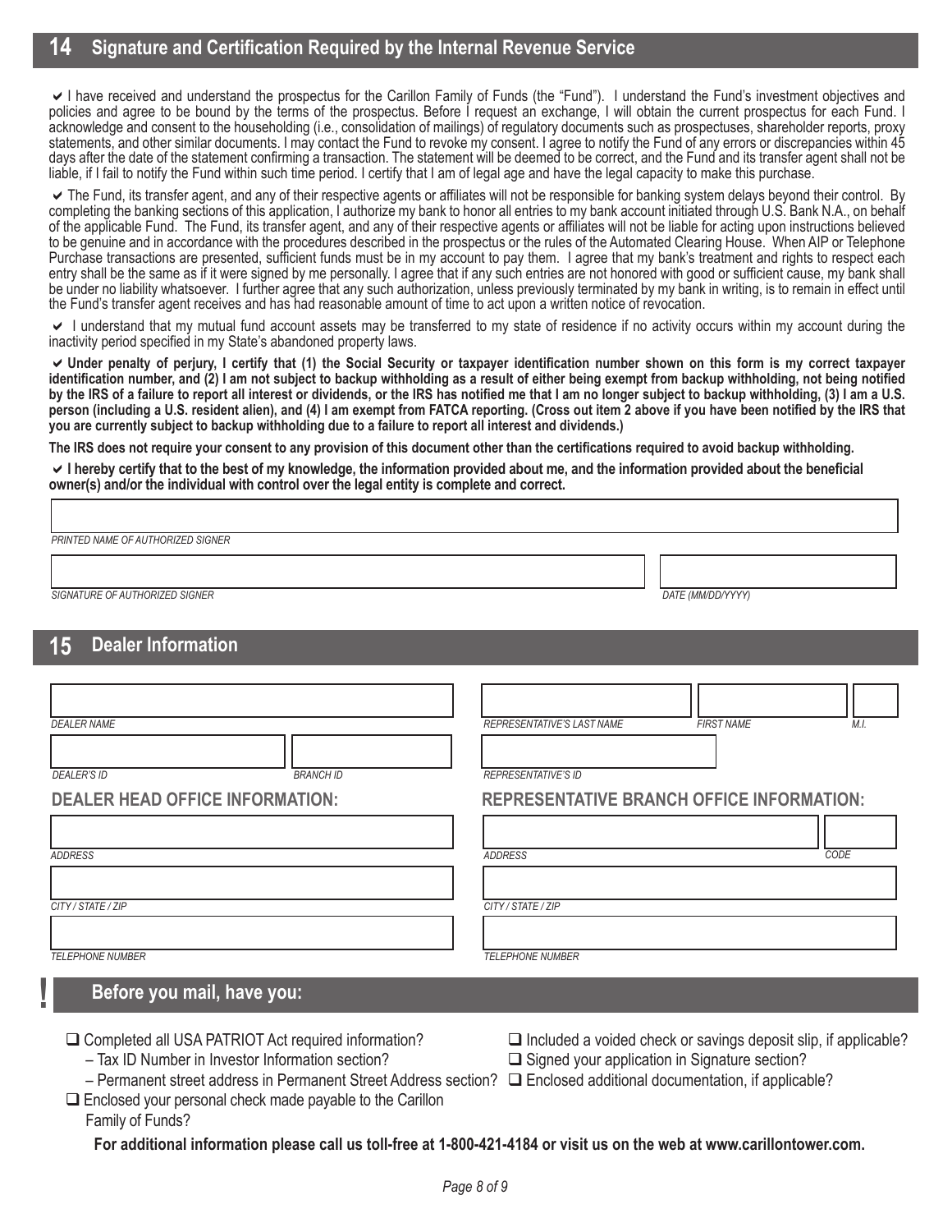## 14 Signature and Certification Required by the Internal Revenue Service

✔ I have received and understand the prospectus for the Carillon Family of Funds (the "Fund"). I understand the Fund's investment objectives and policies and agree to be bound by the terms of the prospectus. Before I request an exchange, I will obtain the current prospectus for each Fund. I acknowledge and consent to the householding (i.e., consolidation of mailings) of regulatory documents such as prospectuses, shareholder reports, proxy statements, and other similar documents. I may contact the Fund to revoke my consent. I agree to notify the Fund of any errors or discrepancies within 45 days after the date of the statement confirming a transaction. The statement will be deemed to be correct, and the Fund and its transfer agent shall not be liable, if I fail to notify the Fund within such time period. I certify that I am of legal age and have the legal capacity to make this purchase.

✔ The Fund, its transfer agent, and any of their respective agents or affiliates will not be responsible for banking system delays beyond their control. By completing the banking sections of this application, I authorize my bank to honor all entries to my bank account initiated through U.S. Bank N.A., on behalf of the applicable Fund. The Fund, its transfer agent, and any of their respective agents or affiliates will not be liable for acting upon instructions believed to be genuine and in accordance with the procedures described in the prospectus or the rules of the Automated Clearing House. When AIP or Telephone Purchase transactions are presented, sufficient funds must be in my account to pay them. I agree that my bank's treatment and rights to respect each entry shall be the same as if it were signed by me personally. I agree that if any such entries are not honored with good or sufficient cause, my bank shall be under no liability whatsoever. I further agree that any such authorization, unless previously terminated by my bank in writing, is to remain in effect until the Fund's transfer agent receives and has had reasonable amount of time to act upon a written notice of revocation.

✔ I understand that my mutual fund account assets may be transferred to my state of residence if no activity occurs within my account during the inactivity period specified in my State's abandoned property laws.

✔ **Under penalty of perjury, I certify that (1) the Social Security or taxpayer identification number shown on this form is my correct taxpayer identification number, and (2) I am not subject to backup withholding as a result of either being exempt from backup withholding, not being notified by the IRS of a failure to report all interest or dividends, or the IRS has notified me that I am no longer subject to backup withholding, (3) I am a U.S. person (including a U.S. resident alien), and (4) I am exempt from FATCA reporting. (Cross out item 2 above if you have been notified by the IRS that you are currently subject to backup withholding due to a failure to report all interest and dividends.)**

**The IRS does not require your consent to any provision of this document other than the certifications required to avoid backup withholding.**

✔ **I hereby certify that to the best of my knowledge, the information provided about me, and the information provided about the beneficial owner(s) and/or the individual with control over the legal entity is complete and correct.**

*PRINTED NAME OF AUTHORIZED SIGNER*

*SIGNATURE OF AUTHORIZED SIGNER* | *DATE (MM/DD/YYYY)*

## 15 Dealer Information

*DEALER NAME*

*DEALER'S ID* | *BRANCH ID*

*REPRESENTATIVE'S LAST NAME* | *FIRST NAME* | *M.I.*

*REPRESENTATIVE'S ID*

**DEALER HEAD OFFICE INFORMATION:**

*ADDRESS*

*CITY / STATE / ZIP*

*TELEPHONE NUMBER*

**REPRESENTATIVE BRANCH OFFICE INFORMATION:**

*ADDRESS* | *CODE*

*CITY / STATE / ZIP*

*TELEPHONE NUMBER*

## ! Before you mail, have you:

- ❑ Completed all USA PATRIOT Act required information?
  - – Tax ID Number in Investor Information section?
  - – Permanent street address in Permanent Street Address section?
- ❑ Enclosed your personal check made payable to the Carillon Family of Funds?
- ❑ Included a voided check or savings deposit slip, if applicable?
- ❑ Signed your application in Signature section?
- ❑ Enclosed additional documentation, if applicable?

**For additional information please call us toll-free at 1-800-421-4184 or visit us on the web at www.carillontower.com.**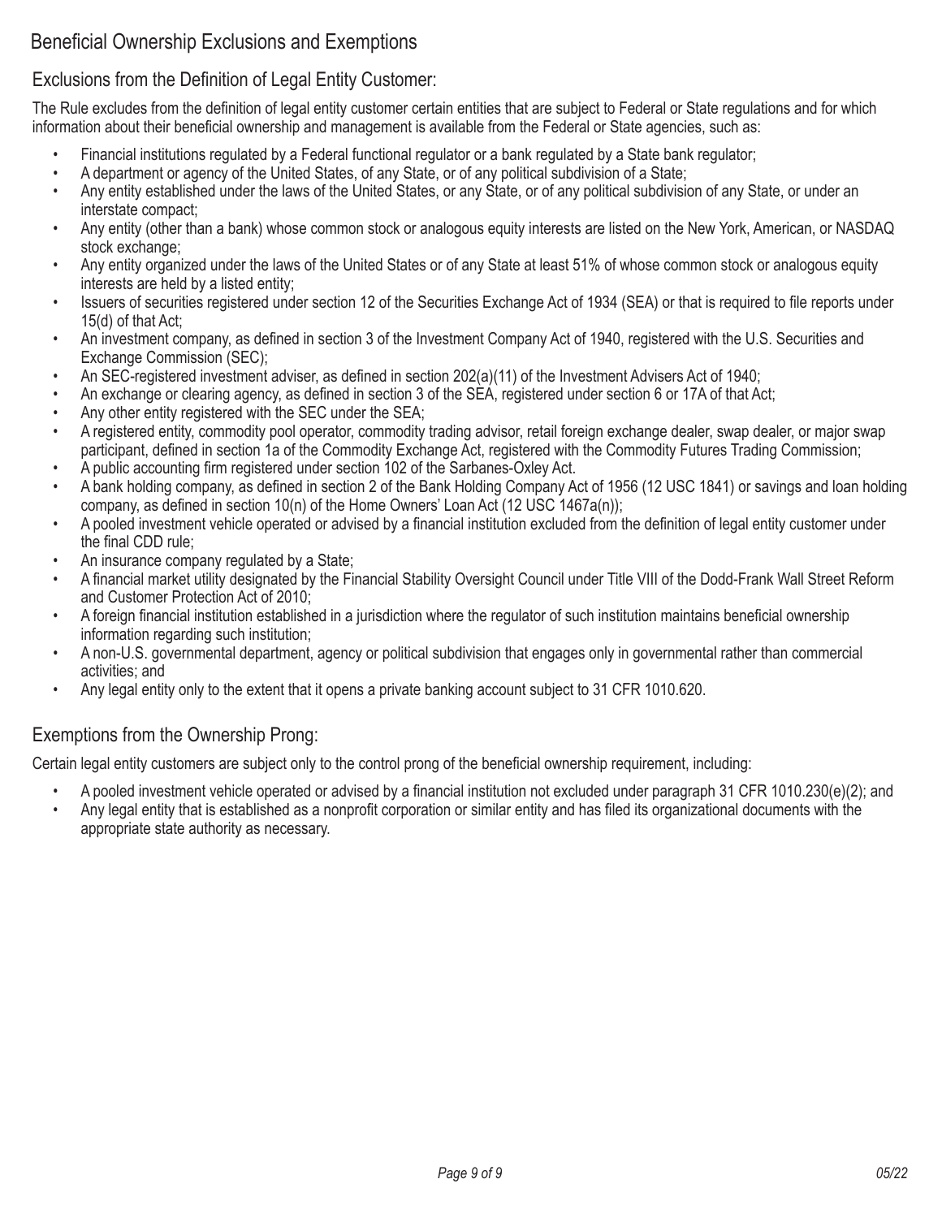# Beneficial Ownership Exclusions and Exemptions

## Exclusions from the Definition of Legal Entity Customer:

The Rule excludes from the definition of legal entity customer certain entities that are subject to Federal or State regulations and for which information about their beneficial ownership and management is available from the Federal or State agencies, such as:

- Financial institutions regulated by a Federal functional regulator or a bank regulated by a State bank regulator;
- A department or agency of the United States, of any State, or of any political subdivision of a State;
- Any entity established under the laws of the United States, or any State, or of any political subdivision of any State, or under an interstate compact;
- Any entity (other than a bank) whose common stock or analogous equity interests are listed on the New York, American, or NASDAQ stock exchange;
- Any entity organized under the laws of the United States or of any State at least 51% of whose common stock or analogous equity interests are held by a listed entity;
- Issuers of securities registered under section 12 of the Securities Exchange Act of 1934 (SEA) or that is required to file reports under 15(d) of that Act;
- An investment company, as defined in section 3 of the Investment Company Act of 1940, registered with the U.S. Securities and Exchange Commission (SEC);
- An SEC-registered investment adviser, as defined in section 202(a)(11) of the Investment Advisers Act of 1940;
- An exchange or clearing agency, as defined in section 3 of the SEA, registered under section 6 or 17A of that Act;
- Any other entity registered with the SEC under the SEA;
- A registered entity, commodity pool operator, commodity trading advisor, retail foreign exchange dealer, swap dealer, or major swap participant, defined in section 1a of the Commodity Exchange Act, registered with the Commodity Futures Trading Commission;
- A public accounting firm registered under section 102 of the Sarbanes-Oxley Act.
- A bank holding company, as defined in section 2 of the Bank Holding Company Act of 1956 (12 USC 1841) or savings and loan holding company, as defined in section 10(n) of the Home Owners' Loan Act (12 USC 1467a(n));
- A pooled investment vehicle operated or advised by a financial institution excluded from the definition of legal entity customer under the final CDD rule;
- An insurance company regulated by a State;
- A financial market utility designated by the Financial Stability Oversight Council under Title VIII of the Dodd-Frank Wall Street Reform and Customer Protection Act of 2010;
- A foreign financial institution established in a jurisdiction where the regulator of such institution maintains beneficial ownership information regarding such institution;
- A non-U.S. governmental department, agency or political subdivision that engages only in governmental rather than commercial activities; and
- Any legal entity only to the extent that it opens a private banking account subject to 31 CFR 1010.620.

## Exemptions from the Ownership Prong:

Certain legal entity customers are subject only to the control prong of the beneficial ownership requirement, including:

- A pooled investment vehicle operated or advised by a financial institution not excluded under paragraph 31 CFR 1010.230(e)(2); and
- Any legal entity that is established as a nonprofit corporation or similar entity and has filed its organizational documents with the appropriate state authority as necessary.